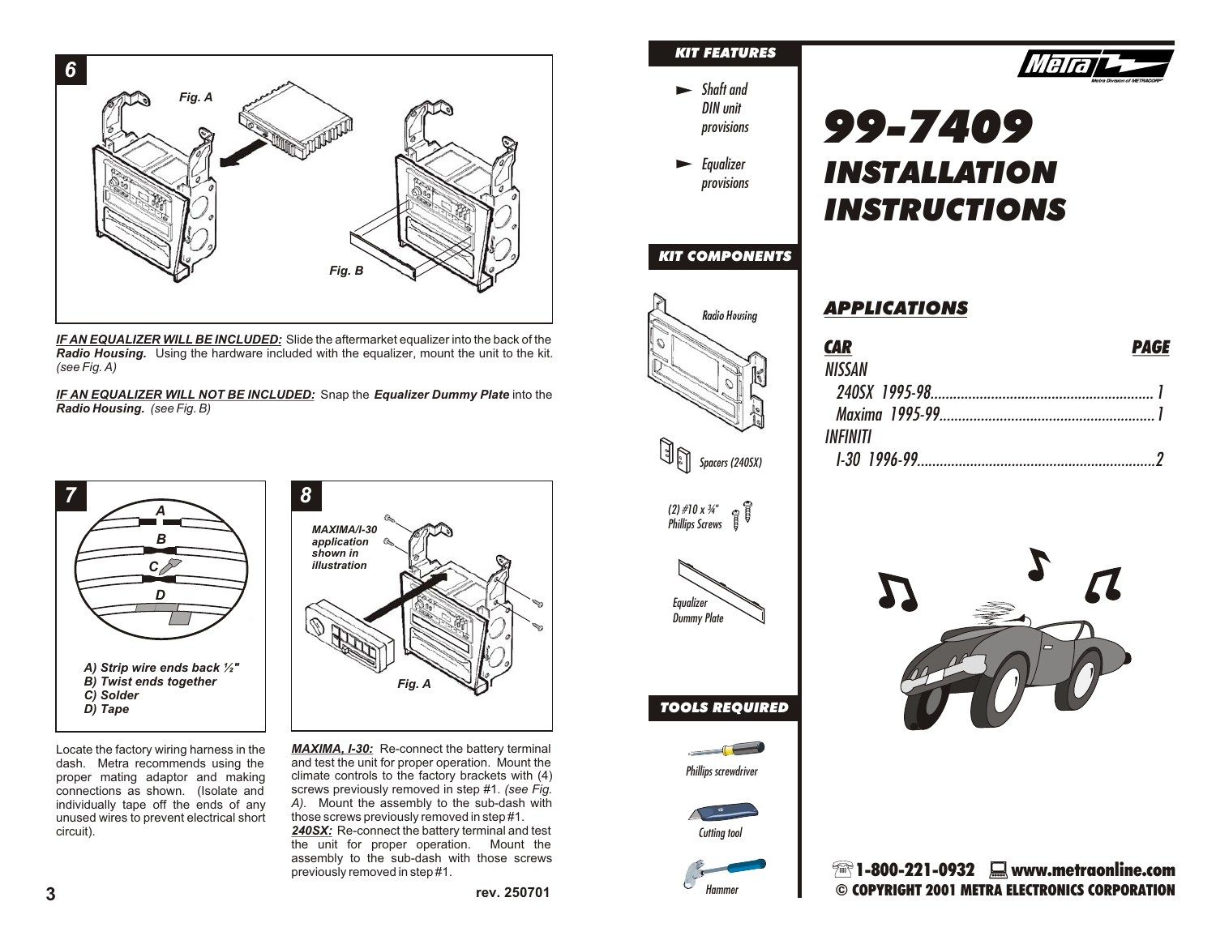## 6

Fig. A

Fig. B

***IF AN EQUALIZER WILL BE INCLUDED:*** Slide the aftermarket equalizer into the back of the ***Radio Housing.*** Using the hardware included with the equalizer, mount the unit to the kit. *(see Fig. A)*

***IF AN EQUALIZER WILL NOT BE INCLUDED:*** Snap the ***Equalizer Dummy Plate*** into the ***Radio Housing.*** *(see Fig. B)*

## 7

*A) Strip wire ends back ½"*
*B) Twist ends together*
*C) Solder*
*D) Tape*

Locate the factory wiring harness in the dash. Metra recommends using the proper mating adaptor and making connections as shown. (Isolate and individually tape off the ends of any unused wires to prevent electrical short circuit).

## 8

*MAXIMA/I-30 application shown in illustration*

Fig. A

***MAXIMA, I-30:*** Re-connect the battery terminal and test the unit for proper operation. Mount the climate controls to the factory brackets with (4) screws previously removed in step #1. *(see Fig. A).* Mount the assembly to the sub-dash with those screws previously removed in step #1.
***240SX:*** Re-connect the battery terminal and test the unit for proper operation. Mount the assembly to the sub-dash with those screws previously removed in step #1.

rev. 250701

## KIT FEATURES

- Shaft and DIN unit provisions
- Equalizer provisions

## KIT COMPONENTS

- Radio Housing
- Spacers (240SX)
- (2) #10 x ¾" Phillips Screws
- Equalizer Dummy Plate

## TOOLS REQUIRED

- Phillips screwdriver
- Cutting tool
- Hammer

Metra — Metra Division of METRACORP

# 99-7409 INSTALLATION INSTRUCTIONS

## APPLICATIONS

| CAR | PAGE |
|---|---|
| NISSAN | |
| 240SX 1995-98 | 1 |
| Maxima 1995-99 | 1 |
| INFINITI | |
| I-30 1996-99 | 2 |

1-800-221-0932 www.metraonline.com
© COPYRIGHT 2001 METRA ELECTRONICS CORPORATION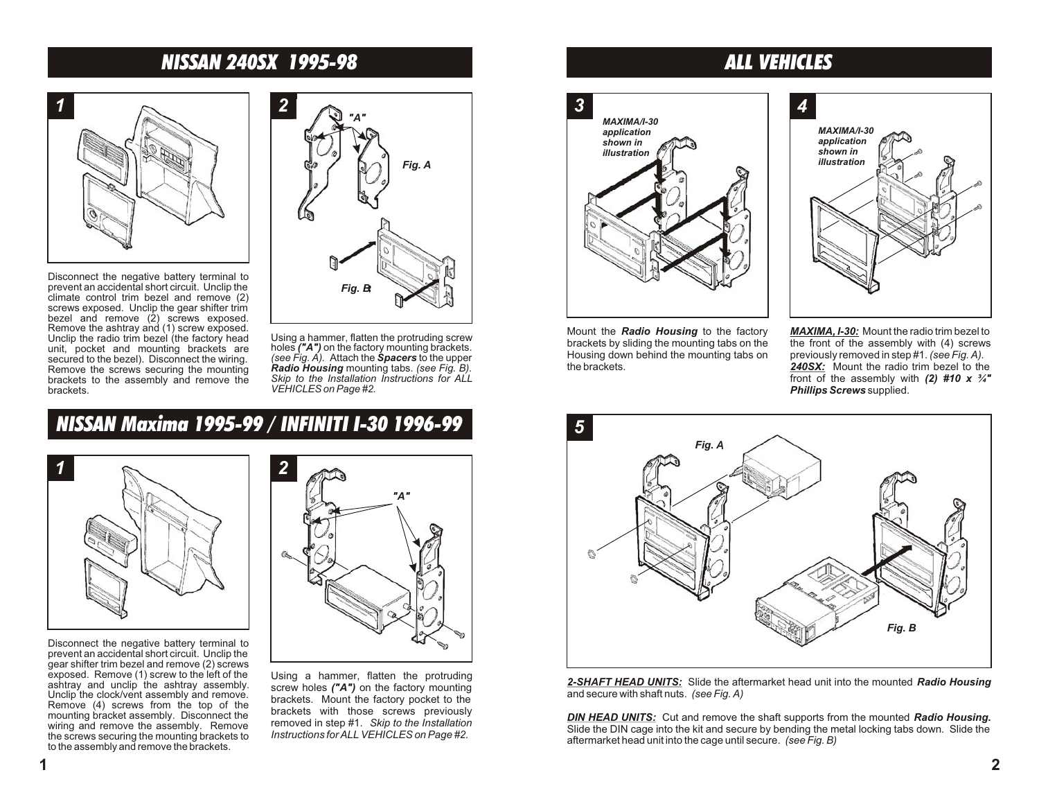# NISSAN 240SX 1995-98

**1**

Disconnect the negative battery terminal to prevent an accidental short circuit. Unclip the climate control trim bezel and remove (2) screws exposed. Unclip the gear shifter trim bezel and remove (2) screws exposed. Remove the ashtray and (1) screw exposed. Unclip the radio trim bezel (the factory head unit, pocket and mounting brackets are secured to the bezel). Disconnect the wiring. Remove the screws securing the mounting brackets to the assembly and remove the brackets.

**2**

"A"

Fig. A

Fig. B

Using a hammer, flatten the protruding screw holes ***("A")*** on the factory mounting brackets. *(see Fig. A).* Attach the ***Spacers*** to the upper ***Radio Housing*** mounting tabs. *(see Fig. B). Skip to the Installation Instructions for ALL VEHICLES on Page #2.*

# NISSAN Maxima 1995-99 / INFINITI I-30 1996-99

**1**

Disconnect the negative battery terminal to prevent an accidental short circuit. Unclip the gear shifter trim bezel and remove (2) screws exposed. Remove (1) screw to the left of the ashtray and unclip the ashtray assembly. Unclip the clock/vent assembly and remove. Remove (4) screws from the top of the mounting bracket assembly. Disconnect the wiring and remove the assembly. Remove the screws securing the mounting brackets to the assembly and remove the brackets.

**2**

"A"

Using a hammer, flatten the protruding screw holes ***("A")*** on the factory mounting brackets. Mount the factory pocket to the brackets with those screws previously removed in step #1. *Skip to the Installation Instructions for ALL VEHICLES on Page #2.*

# ALL VEHICLES

**3**

MAXIMA/I-30 application shown in illustration

Mount the ***Radio Housing*** to the factory brackets by sliding the mounting tabs on the Housing down behind the mounting tabs on the brackets.

**4**

MAXIMA/I-30 application shown in illustration

***MAXIMA, I-30:*** Mount the radio trim bezel to the front of the assembly with (4) screws previously removed in step #1. *(see Fig. A).*
***240SX:*** Mount the radio trim bezel to the front of the assembly with ***(2) #10 x ¾" Phillips Screws*** supplied.

**5**

Fig. A

Fig. B

***2-SHAFT HEAD UNITS:*** Slide the aftermarket head unit into the mounted ***Radio Housing*** and secure with shaft nuts. *(see Fig. A)*

***DIN HEAD UNITS:*** Cut and remove the shaft supports from the mounted ***Radio Housing.*** Slide the DIN cage into the kit and secure by bending the metal locking tabs down. Slide the aftermarket head unit into the cage until secure. *(see Fig. B)*